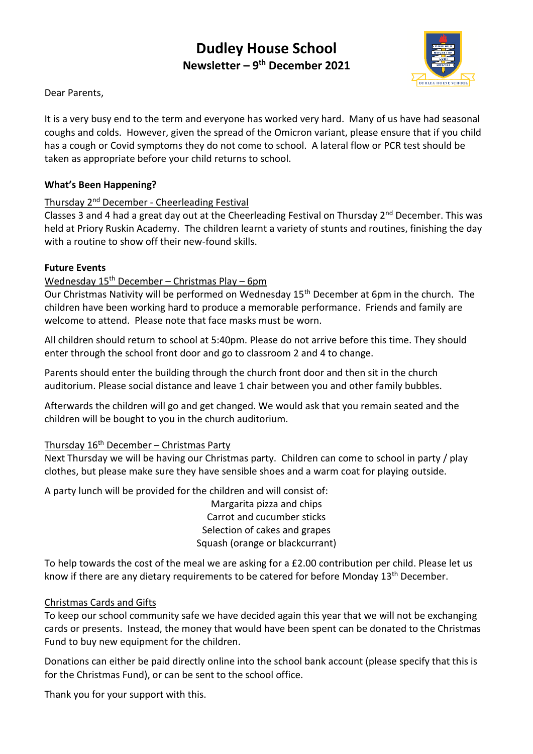# Dudley House School

## Newsletter – 9th December 2021

Dear Parents,

It is a very busy end to the term and everyone has worked very hard. Many of us have had seasonal coughs and colds. However, given the spread of the Omicron variant, please ensure that if you child has a cough or Covid symptoms they do not come to school. A lateral flow or PCR test should be taken as appropriate before your child returns to school.

**What's Been Happening?**

Thursday 2nd December - Cheerleading Festival

Classes 3 and 4 had a great day out at the Cheerleading Festival on Thursday 2nd December. This was held at Priory Ruskin Academy. The children learnt a variety of stunts and routines, finishing the day with a routine to show off their new-found skills.

**Future Events**

Wednesday 15th December – Christmas Play – 6pm

Our Christmas Nativity will be performed on Wednesday 15th December at 6pm in the church. The children have been working hard to produce a memorable performance. Friends and family are welcome to attend. Please note that face masks must be worn.

All children should return to school at 5:40pm. Please do not arrive before this time. They should enter through the school front door and go to classroom 2 and 4 to change.

Parents should enter the building through the church front door and then sit in the church auditorium. Please social distance and leave 1 chair between you and other family bubbles.

Afterwards the children will go and get changed. We would ask that you remain seated and the children will be bought to you in the church auditorium.

Thursday 16th December – Christmas Party

Next Thursday we will be having our Christmas party. Children can come to school in party / play clothes, but please make sure they have sensible shoes and a warm coat for playing outside.

A party lunch will be provided for the children and will consist of:

Margarita pizza and chips
Carrot and cucumber sticks
Selection of cakes and grapes
Squash (orange or blackcurrant)

To help towards the cost of the meal we are asking for a £2.00 contribution per child. Please let us know if there are any dietary requirements to be catered for before Monday 13th December.

Christmas Cards and Gifts

To keep our school community safe we have decided again this year that we will not be exchanging cards or presents. Instead, the money that would have been spent can be donated to the Christmas Fund to buy new equipment for the children.

Donations can either be paid directly online into the school bank account (please specify that this is for the Christmas Fund), or can be sent to the school office.

Thank you for your support with this.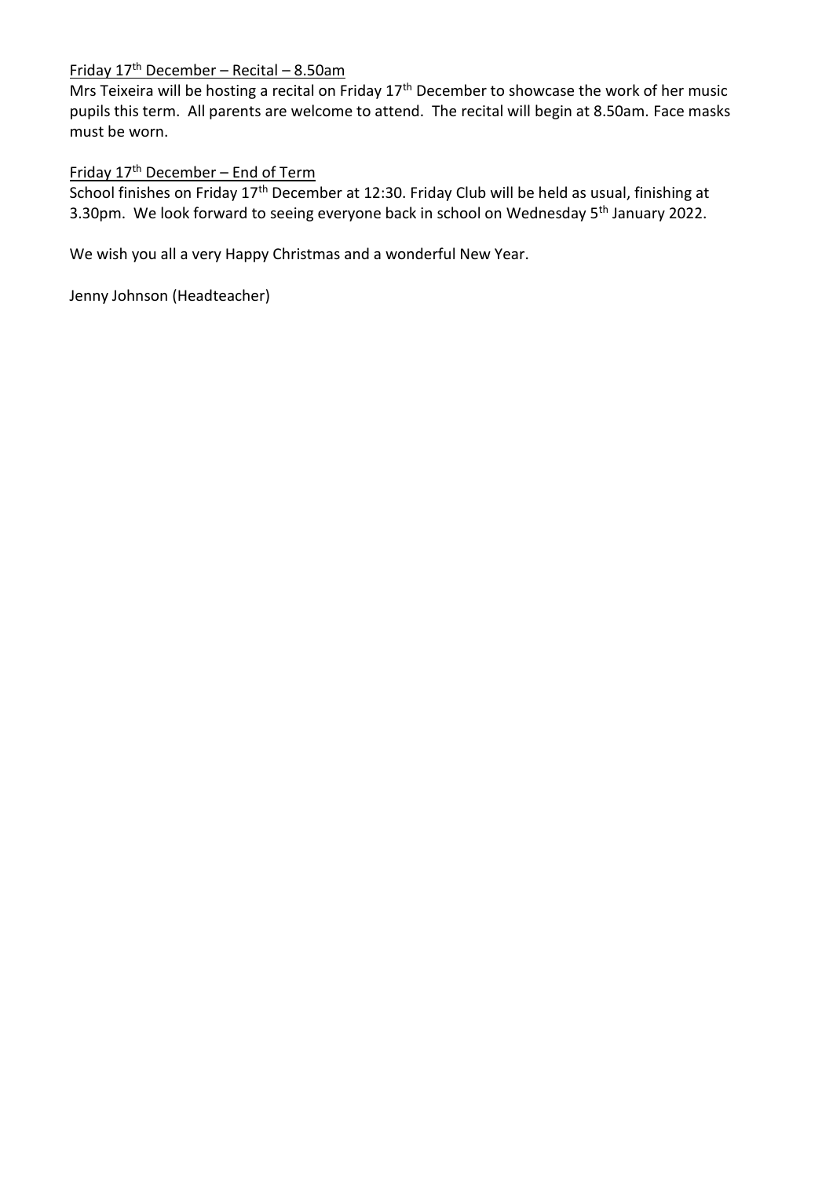<u>Friday 17th December – Recital – 8.50am</u>

Mrs Teixeira will be hosting a recital on Friday 17th December to showcase the work of her music pupils this term. All parents are welcome to attend. The recital will begin at 8.50am. Face masks must be worn.

<u>Friday 17th December – End of Term</u>

School finishes on Friday 17th December at 12:30. Friday Club will be held as usual, finishing at 3.30pm. We look forward to seeing everyone back in school on Wednesday 5th January 2022.

We wish you all a very Happy Christmas and a wonderful New Year.

Jenny Johnson (Headteacher)